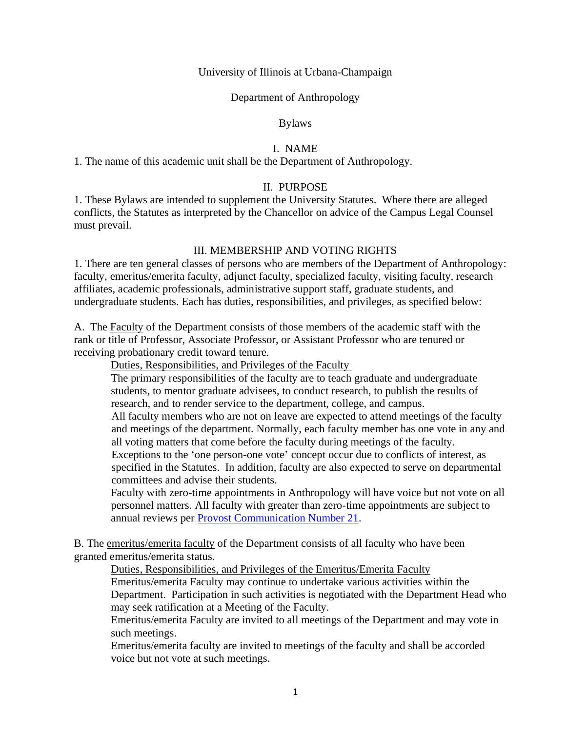University of Illinois at Urbana-Champaign

Department of Anthropology

Bylaws

## I. NAME

1. The name of this academic unit shall be the Department of Anthropology.

## II. PURPOSE

1. These Bylaws are intended to supplement the University Statutes. Where there are alleged conflicts, the Statutes as interpreted by the Chancellor on advice of the Campus Legal Counsel must prevail.

## III. MEMBERSHIP AND VOTING RIGHTS

1. There are ten general classes of persons who are members of the Department of Anthropology: faculty, emeritus/emerita faculty, adjunct faculty, specialized faculty, visiting faculty, research affiliates, academic professionals, administrative support staff, graduate students, and undergraduate students. Each has duties, responsibilities, and privileges, as specified below:

A. The <u>Faculty</u> of the Department consists of those members of the academic staff with the rank or title of Professor, Associate Professor, or Assistant Professor who are tenured or receiving probationary credit toward tenure.

<u>Duties, Responsibilities, and Privileges of the Faculty</u>

The primary responsibilities of the faculty are to teach graduate and undergraduate students, to mentor graduate advisees, to conduct research, to publish the results of research, and to render service to the department, college, and campus.

All faculty members who are not on leave are expected to attend meetings of the faculty and meetings of the department. Normally, each faculty member has one vote in any and all voting matters that come before the faculty during meetings of the faculty. Exceptions to the 'one person-one vote' concept occur due to conflicts of interest, as specified in the Statutes. In addition, faculty are also expected to serve on departmental committees and advise their students.

Faculty with zero-time appointments in Anthropology will have voice but not vote on all personnel matters. All faculty with greater than zero-time appointments are subject to annual reviews per [Provost Communication Number 21](#).

B. The <u>emeritus/emerita faculty</u> of the Department consists of all faculty who have been granted emeritus/emerita status.

<u>Duties, Responsibilities, and Privileges of the Emeritus/Emerita Faculty</u>

Emeritus/emerita Faculty may continue to undertake various activities within the Department. Participation in such activities is negotiated with the Department Head who may seek ratification at a Meeting of the Faculty.

Emeritus/emerita Faculty are invited to all meetings of the Department and may vote in such meetings.

Emeritus/emerita faculty are invited to meetings of the faculty and shall be accorded voice but not vote at such meetings.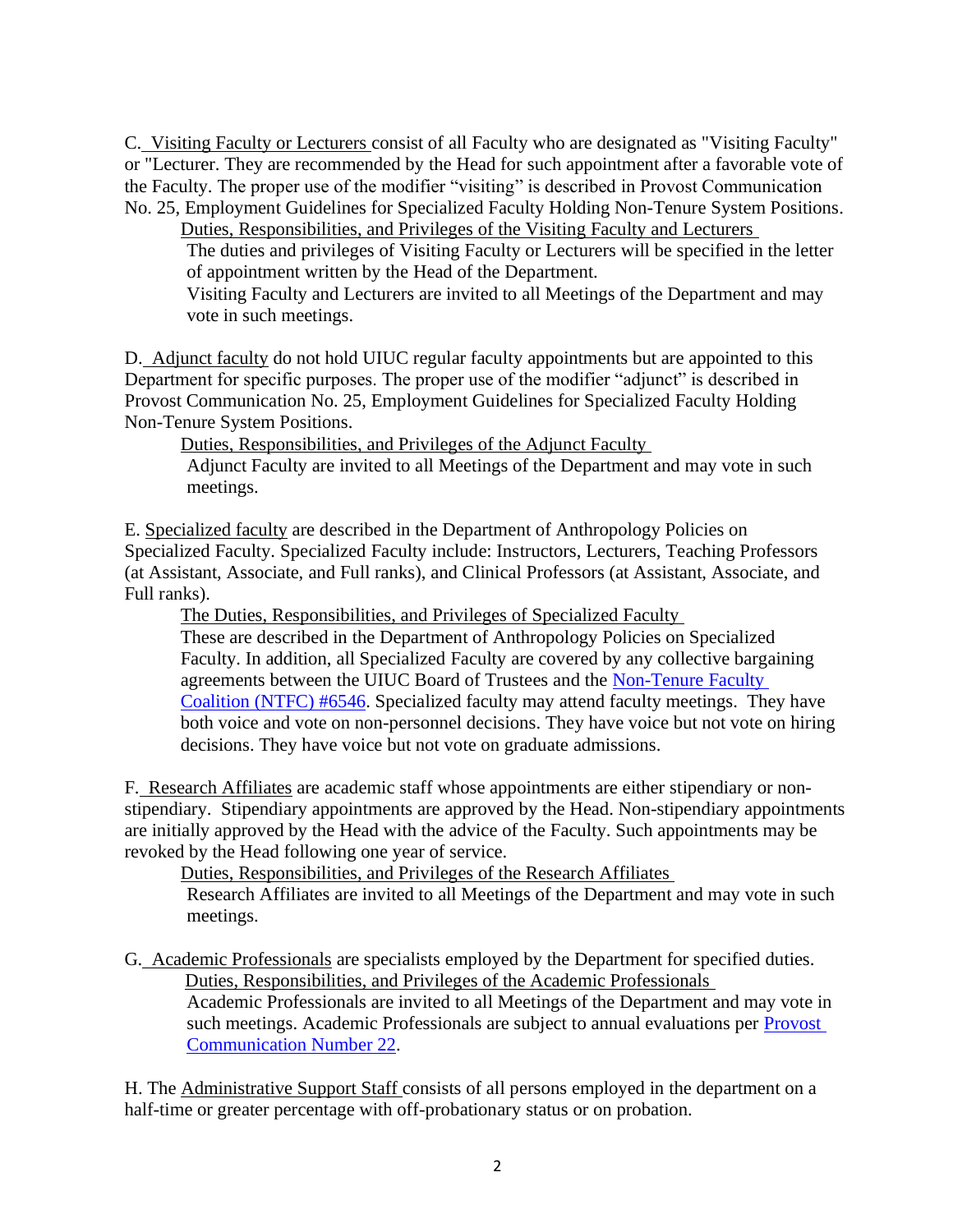C. Visiting Faculty or Lecturers consist of all Faculty who are designated as "Visiting Faculty" or "Lecturer. They are recommended by the Head for such appointment after a favorable vote of the Faculty. The proper use of the modifier "visiting" is described in Provost Communication No. 25, Employment Guidelines for Specialized Faculty Holding Non-Tenure System Positions.

Duties, Responsibilities, and Privileges of the Visiting Faculty and Lecturers

The duties and privileges of Visiting Faculty or Lecturers will be specified in the letter of appointment written by the Head of the Department.

Visiting Faculty and Lecturers are invited to all Meetings of the Department and may vote in such meetings.

D. Adjunct faculty do not hold UIUC regular faculty appointments but are appointed to this Department for specific purposes. The proper use of the modifier "adjunct" is described in Provost Communication No. 25, Employment Guidelines for Specialized Faculty Holding Non-Tenure System Positions.

Duties, Responsibilities, and Privileges of the Adjunct Faculty

Adjunct Faculty are invited to all Meetings of the Department and may vote in such meetings.

E. Specialized faculty are described in the Department of Anthropology Policies on Specialized Faculty. Specialized Faculty include: Instructors, Lecturers, Teaching Professors (at Assistant, Associate, and Full ranks), and Clinical Professors (at Assistant, Associate, and Full ranks).

The Duties, Responsibilities, and Privileges of Specialized Faculty

These are described in the Department of Anthropology Policies on Specialized Faculty. In addition, all Specialized Faculty are covered by any collective bargaining agreements between the UIUC Board of Trustees and the Non-Tenure Faculty Coalition (NTFC) #6546. Specialized faculty may attend faculty meetings. They have both voice and vote on non-personnel decisions. They have voice but not vote on hiring decisions. They have voice but not vote on graduate admissions.

F. Research Affiliates are academic staff whose appointments are either stipendiary or non-stipendiary. Stipendiary appointments are approved by the Head. Non-stipendiary appointments are initially approved by the Head with the advice of the Faculty. Such appointments may be revoked by the Head following one year of service.

Duties, Responsibilities, and Privileges of the Research Affiliates

Research Affiliates are invited to all Meetings of the Department and may vote in such meetings.

G. Academic Professionals are specialists employed by the Department for specified duties.

Duties, Responsibilities, and Privileges of the Academic Professionals

Academic Professionals are invited to all Meetings of the Department and may vote in such meetings. Academic Professionals are subject to annual evaluations per Provost Communication Number 22.

H. The Administrative Support Staff consists of all persons employed in the department on a half-time or greater percentage with off-probationary status or on probation.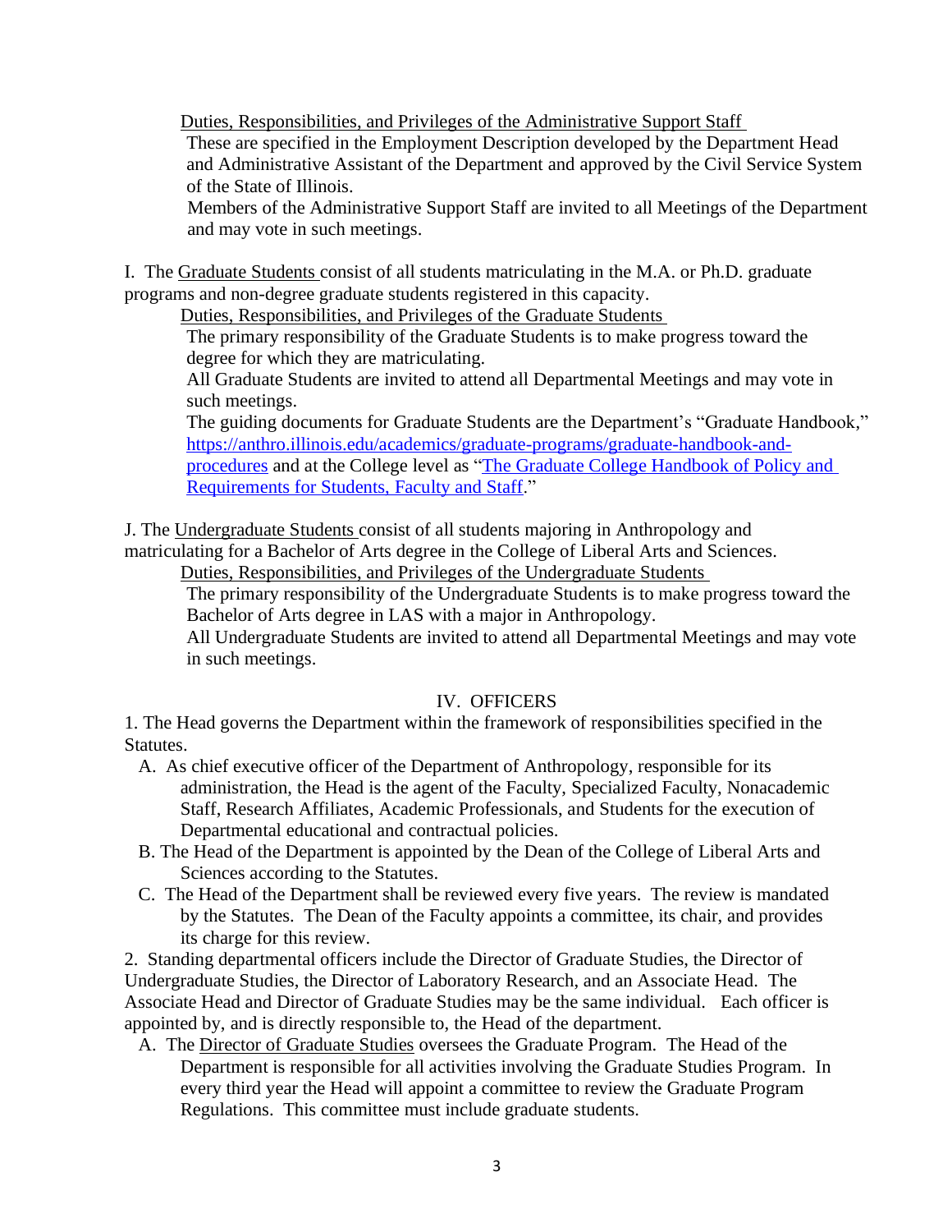Duties, Responsibilities, and Privileges of the Administrative Support Staff

These are specified in the Employment Description developed by the Department Head and Administrative Assistant of the Department and approved by the Civil Service System of the State of Illinois.

Members of the Administrative Support Staff are invited to all Meetings of the Department and may vote in such meetings.

I. The Graduate Students consist of all students matriculating in the M.A. or Ph.D. graduate programs and non-degree graduate students registered in this capacity.

Duties, Responsibilities, and Privileges of the Graduate Students

The primary responsibility of the Graduate Students is to make progress toward the degree for which they are matriculating.

All Graduate Students are invited to attend all Departmental Meetings and may vote in such meetings.

The guiding documents for Graduate Students are the Department's "Graduate Handbook," [https://anthro.illinois.edu/academics/graduate-programs/graduate-handbook-and-procedures](https://anthro.illinois.edu/academics/graduate-programs/graduate-handbook-and-procedures) and at the College level as "The Graduate College Handbook of Policy and Requirements for Students, Faculty and Staff."

J. The Undergraduate Students consist of all students majoring in Anthropology and matriculating for a Bachelor of Arts degree in the College of Liberal Arts and Sciences.

Duties, Responsibilities, and Privileges of the Undergraduate Students

The primary responsibility of the Undergraduate Students is to make progress toward the Bachelor of Arts degree in LAS with a major in Anthropology.

All Undergraduate Students are invited to attend all Departmental Meetings and may vote in such meetings.

## IV. OFFICERS

1. The Head governs the Department within the framework of responsibilities specified in the Statutes.
   - A. As chief executive officer of the Department of Anthropology, responsible for its administration, the Head is the agent of the Faculty, Specialized Faculty, Nonacademic Staff, Research Affiliates, Academic Professionals, and Students for the execution of Departmental educational and contractual policies.
   - B. The Head of the Department is appointed by the Dean of the College of Liberal Arts and Sciences according to the Statutes.
   - C. The Head of the Department shall be reviewed every five years. The review is mandated by the Statutes. The Dean of the Faculty appoints a committee, its chair, and provides its charge for this review.

2. Standing departmental officers include the Director of Graduate Studies, the Director of Undergraduate Studies, the Director of Laboratory Research, and an Associate Head. The Associate Head and Director of Graduate Studies may be the same individual. Each officer is appointed by, and is directly responsible to, the Head of the department.
   - A. The Director of Graduate Studies oversees the Graduate Program. The Head of the Department is responsible for all activities involving the Graduate Studies Program. In every third year the Head will appoint a committee to review the Graduate Program Regulations. This committee must include graduate students.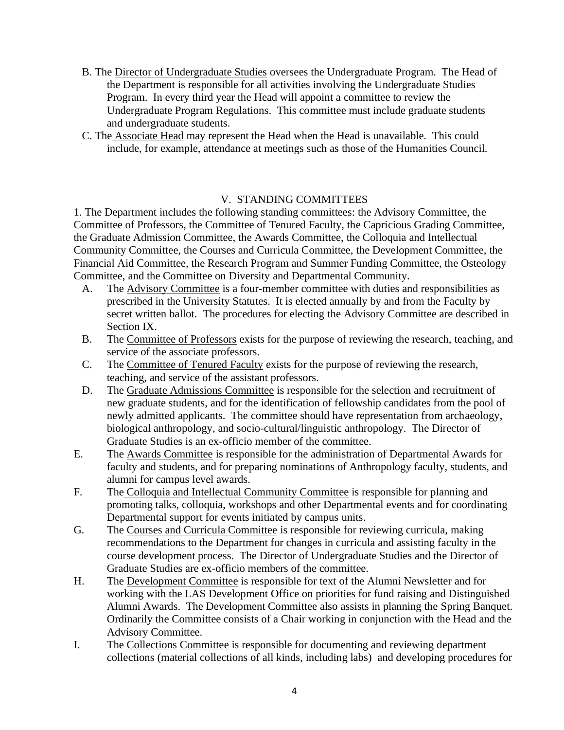B. The Director of Undergraduate Studies oversees the Undergraduate Program. The Head of the Department is responsible for all activities involving the Undergraduate Studies Program. In every third year the Head will appoint a committee to review the Undergraduate Program Regulations. This committee must include graduate students and undergraduate students.

C. The Associate Head may represent the Head when the Head is unavailable. This could include, for example, attendance at meetings such as those of the Humanities Council.

## V. STANDING COMMITTEES

1. The Department includes the following standing committees: the Advisory Committee, the Committee of Professors, the Committee of Tenured Faculty, the Capricious Grading Committee, the Graduate Admission Committee, the Awards Committee, the Colloquia and Intellectual Community Committee, the Courses and Curricula Committee, the Development Committee, the Financial Aid Committee, the Research Program and Summer Funding Committee, the Osteology Committee, and the Committee on Diversity and Departmental Community.

A. The Advisory Committee is a four-member committee with duties and responsibilities as prescribed in the University Statutes. It is elected annually by and from the Faculty by secret written ballot. The procedures for electing the Advisory Committee are described in Section IX.

B. The Committee of Professors exists for the purpose of reviewing the research, teaching, and service of the associate professors.

C. The Committee of Tenured Faculty exists for the purpose of reviewing the research, teaching, and service of the assistant professors.

D. The Graduate Admissions Committee is responsible for the selection and recruitment of new graduate students, and for the identification of fellowship candidates from the pool of newly admitted applicants. The committee should have representation from archaeology, biological anthropology, and socio-cultural/linguistic anthropology. The Director of Graduate Studies is an ex-officio member of the committee.

E. The Awards Committee is responsible for the administration of Departmental Awards for faculty and students, and for preparing nominations of Anthropology faculty, students, and alumni for campus level awards.

F. The Colloquia and Intellectual Community Committee is responsible for planning and promoting talks, colloquia, workshops and other Departmental events and for coordinating Departmental support for events initiated by campus units.

G. The Courses and Curricula Committee is responsible for reviewing curricula, making recommendations to the Department for changes in curricula and assisting faculty in the course development process. The Director of Undergraduate Studies and the Director of Graduate Studies are ex-officio members of the committee.

H. The Development Committee is responsible for text of the Alumni Newsletter and for working with the LAS Development Office on priorities for fund raising and Distinguished Alumni Awards. The Development Committee also assists in planning the Spring Banquet. Ordinarily the Committee consists of a Chair working in conjunction with the Head and the Advisory Committee.

I. The Collections Committee is responsible for documenting and reviewing department collections (material collections of all kinds, including labs) and developing procedures for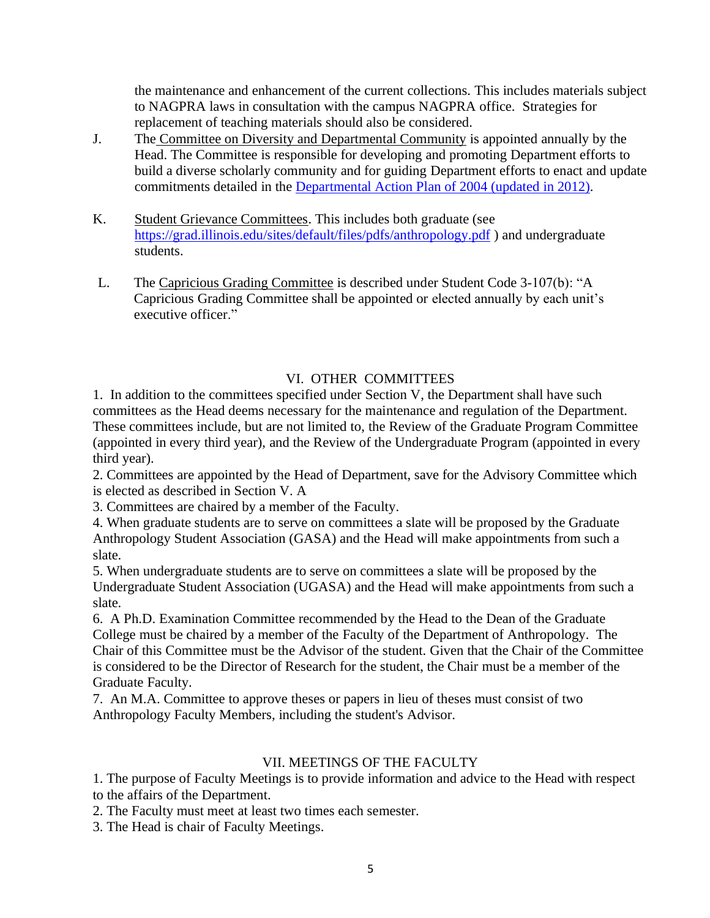the maintenance and enhancement of the current collections. This includes materials subject to NAGPRA laws in consultation with the campus NAGPRA office. Strategies for replacement of teaching materials should also be considered.

J. The Committee on Diversity and Departmental Community is appointed annually by the Head. The Committee is responsible for developing and promoting Department efforts to build a diverse scholarly community and for guiding Department efforts to enact and update commitments detailed in the [Departmental Action Plan of 2004 (updated in 2012)](#).

K. Student Grievance Committees. This includes both graduate (see [https://grad.illinois.edu/sites/default/files/pdfs/anthropology.pdf](https://grad.illinois.edu/sites/default/files/pdfs/anthropology.pdf) ) and undergraduate students.

L. The Capricious Grading Committee is described under Student Code 3-107(b): "A Capricious Grading Committee shall be appointed or elected annually by each unit's executive officer."

## VI. OTHER COMMITTEES

1. In addition to the committees specified under Section V, the Department shall have such committees as the Head deems necessary for the maintenance and regulation of the Department. These committees include, but are not limited to, the Review of the Graduate Program Committee (appointed in every third year), and the Review of the Undergraduate Program (appointed in every third year).
2. Committees are appointed by the Head of Department, save for the Advisory Committee which is elected as described in Section V. A
3. Committees are chaired by a member of the Faculty.
4. When graduate students are to serve on committees a slate will be proposed by the Graduate Anthropology Student Association (GASA) and the Head will make appointments from such a slate.
5. When undergraduate students are to serve on committees a slate will be proposed by the Undergraduate Student Association (UGASA) and the Head will make appointments from such a slate.
6. A Ph.D. Examination Committee recommended by the Head to the Dean of the Graduate College must be chaired by a member of the Faculty of the Department of Anthropology. The Chair of this Committee must be the Advisor of the student. Given that the Chair of the Committee is considered to be the Director of Research for the student, the Chair must be a member of the Graduate Faculty.
7. An M.A. Committee to approve theses or papers in lieu of theses must consist of two Anthropology Faculty Members, including the student's Advisor.

## VII. MEETINGS OF THE FACULTY

1. The purpose of Faculty Meetings is to provide information and advice to the Head with respect to the affairs of the Department.
2. The Faculty must meet at least two times each semester.
3. The Head is chair of Faculty Meetings.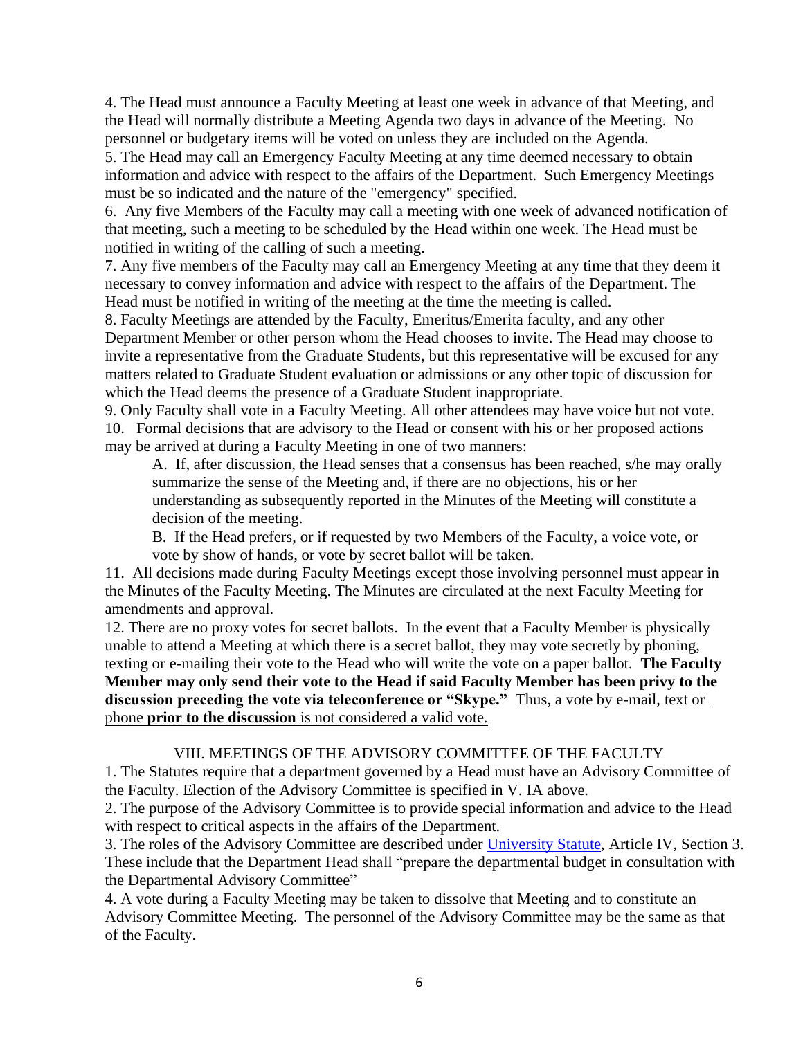4. The Head must announce a Faculty Meeting at least one week in advance of that Meeting, and the Head will normally distribute a Meeting Agenda two days in advance of the Meeting. No personnel or budgetary items will be voted on unless they are included on the Agenda.

5. The Head may call an Emergency Faculty Meeting at any time deemed necessary to obtain information and advice with respect to the affairs of the Department. Such Emergency Meetings must be so indicated and the nature of the "emergency" specified.

6. Any five Members of the Faculty may call a meeting with one week of advanced notification of that meeting, such a meeting to be scheduled by the Head within one week. The Head must be notified in writing of the calling of such a meeting.

7. Any five members of the Faculty may call an Emergency Meeting at any time that they deem it necessary to convey information and advice with respect to the affairs of the Department. The Head must be notified in writing of the meeting at the time the meeting is called.

8. Faculty Meetings are attended by the Faculty, Emeritus/Emerita faculty, and any other Department Member or other person whom the Head chooses to invite. The Head may choose to invite a representative from the Graduate Students, but this representative will be excused for any matters related to Graduate Student evaluation or admissions or any other topic of discussion for which the Head deems the presence of a Graduate Student inappropriate.

9. Only Faculty shall vote in a Faculty Meeting. All other attendees may have voice but not vote.

10. Formal decisions that are advisory to the Head or consent with his or her proposed actions may be arrived at during a Faculty Meeting in one of two manners:

   A. If, after discussion, the Head senses that a consensus has been reached, s/he may orally summarize the sense of the Meeting and, if there are no objections, his or her understanding as subsequently reported in the Minutes of the Meeting will constitute a decision of the meeting.

   B. If the Head prefers, or if requested by two Members of the Faculty, a voice vote, or vote by show of hands, or vote by secret ballot will be taken.

11. All decisions made during Faculty Meetings except those involving personnel must appear in the Minutes of the Faculty Meeting. The Minutes are circulated at the next Faculty Meeting for amendments and approval.

12. There are no proxy votes for secret ballots. In the event that a Faculty Member is physically unable to attend a Meeting at which there is a secret ballot, they may vote secretly by phoning, texting or e-mailing their vote to the Head who will write the vote on a paper ballot. **The Faculty Member may only send their vote to the Head if said Faculty Member has been privy to the discussion preceding the vote via teleconference or "Skype."** <u>Thus, a vote by e-mail, text or phone **prior to the discussion** is not considered a valid vote.</u>

## VIII. MEETINGS OF THE ADVISORY COMMITTEE OF THE FACULTY

1. The Statutes require that a department governed by a Head must have an Advisory Committee of the Faculty. Election of the Advisory Committee is specified in V. IA above.

2. The purpose of the Advisory Committee is to provide special information and advice to the Head with respect to critical aspects in the affairs of the Department.

3. The roles of the Advisory Committee are described under University Statute, Article IV, Section 3. These include that the Department Head shall "prepare the departmental budget in consultation with the Departmental Advisory Committee"

4. A vote during a Faculty Meeting may be taken to dissolve that Meeting and to constitute an Advisory Committee Meeting. The personnel of the Advisory Committee may be the same as that of the Faculty.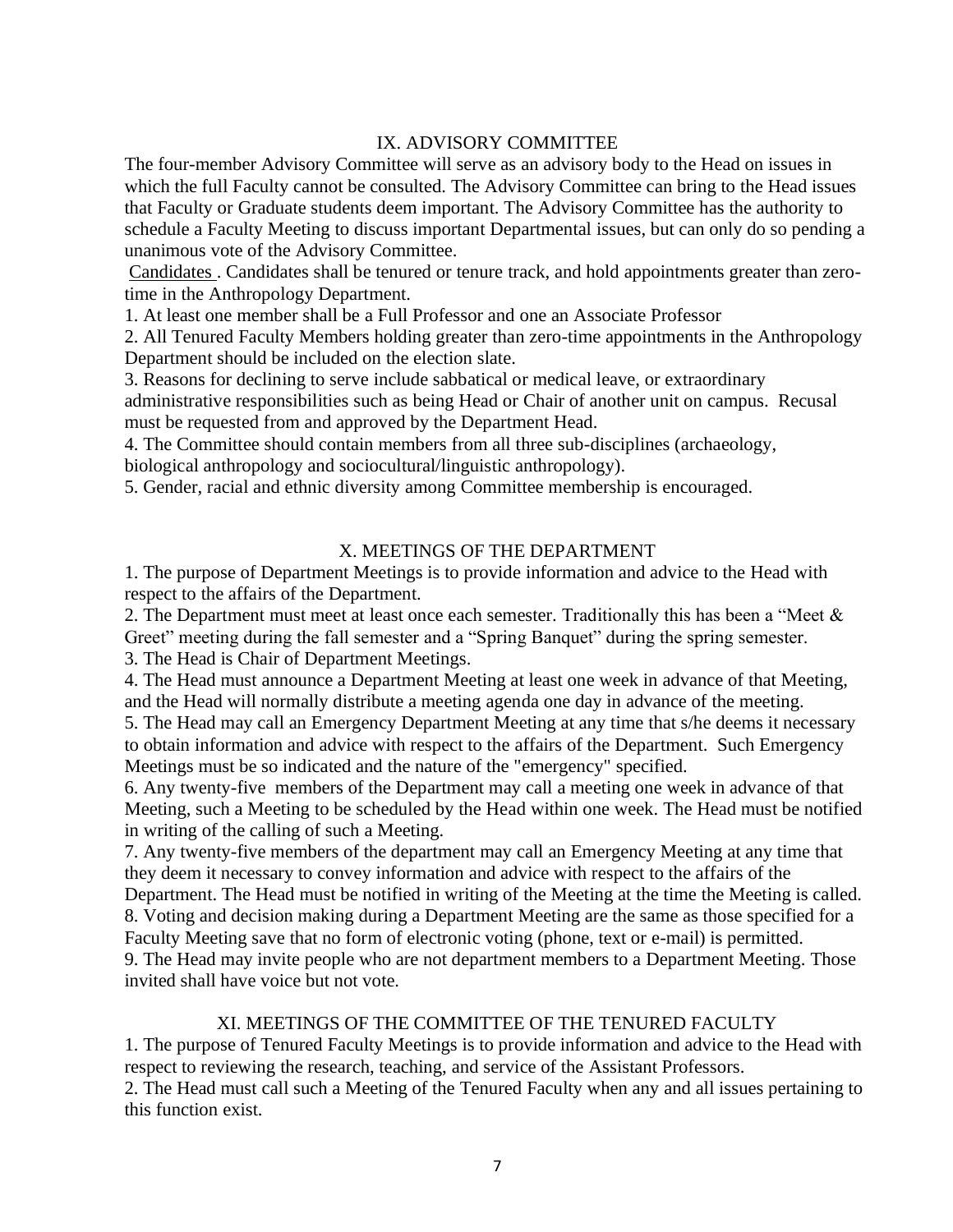## IX. ADVISORY COMMITTEE

The four-member Advisory Committee will serve as an advisory body to the Head on issues in which the full Faculty cannot be consulted. The Advisory Committee can bring to the Head issues that Faculty or Graduate students deem important. The Advisory Committee has the authority to schedule a Faculty Meeting to discuss important Departmental issues, but can only do so pending a unanimous vote of the Advisory Committee.

Candidates . Candidates shall be tenured or tenure track, and hold appointments greater than zero-time in the Anthropology Department.

1. At least one member shall be a Full Professor and one an Associate Professor
2. All Tenured Faculty Members holding greater than zero-time appointments in the Anthropology Department should be included on the election slate.
3. Reasons for declining to serve include sabbatical or medical leave, or extraordinary administrative responsibilities such as being Head or Chair of another unit on campus. Recusal must be requested from and approved by the Department Head.
4. The Committee should contain members from all three sub-disciplines (archaeology, biological anthropology and sociocultural/linguistic anthropology).
5. Gender, racial and ethnic diversity among Committee membership is encouraged.

## X. MEETINGS OF THE DEPARTMENT

1. The purpose of Department Meetings is to provide information and advice to the Head with respect to the affairs of the Department.
2. The Department must meet at least once each semester. Traditionally this has been a "Meet & Greet" meeting during the fall semester and a "Spring Banquet" during the spring semester.
3. The Head is Chair of Department Meetings.
4. The Head must announce a Department Meeting at least one week in advance of that Meeting, and the Head will normally distribute a meeting agenda one day in advance of the meeting.
5. The Head may call an Emergency Department Meeting at any time that s/he deems it necessary to obtain information and advice with respect to the affairs of the Department. Such Emergency Meetings must be so indicated and the nature of the "emergency" specified.
6. Any twenty-five members of the Department may call a meeting one week in advance of that Meeting, such a Meeting to be scheduled by the Head within one week. The Head must be notified in writing of the calling of such a Meeting.
7. Any twenty-five members of the department may call an Emergency Meeting at any time that they deem it necessary to convey information and advice with respect to the affairs of the Department. The Head must be notified in writing of the Meeting at the time the Meeting is called.
8. Voting and decision making during a Department Meeting are the same as those specified for a Faculty Meeting save that no form of electronic voting (phone, text or e-mail) is permitted.
9. The Head may invite people who are not department members to a Department Meeting. Those invited shall have voice but not vote.

## XI. MEETINGS OF THE COMMITTEE OF THE TENURED FACULTY

1. The purpose of Tenured Faculty Meetings is to provide information and advice to the Head with respect to reviewing the research, teaching, and service of the Assistant Professors.
2. The Head must call such a Meeting of the Tenured Faculty when any and all issues pertaining to this function exist.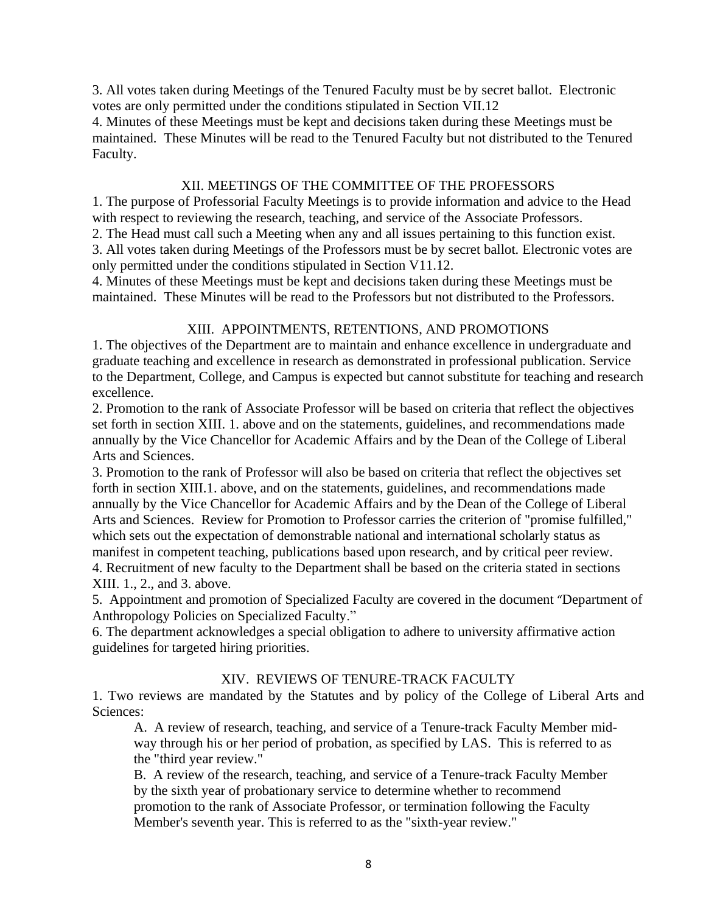3. All votes taken during Meetings of the Tenured Faculty must be by secret ballot. Electronic votes are only permitted under the conditions stipulated in Section VII.12

4. Minutes of these Meetings must be kept and decisions taken during these Meetings must be maintained. These Minutes will be read to the Tenured Faculty but not distributed to the Tenured Faculty.

## XII. MEETINGS OF THE COMMITTEE OF THE PROFESSORS

1. The purpose of Professorial Faculty Meetings is to provide information and advice to the Head with respect to reviewing the research, teaching, and service of the Associate Professors.
2. The Head must call such a Meeting when any and all issues pertaining to this function exist.
3. All votes taken during Meetings of the Professors must be by secret ballot. Electronic votes are only permitted under the conditions stipulated in Section V11.12.
4. Minutes of these Meetings must be kept and decisions taken during these Meetings must be maintained. These Minutes will be read to the Professors but not distributed to the Professors.

## XIII. APPOINTMENTS, RETENTIONS, AND PROMOTIONS

1. The objectives of the Department are to maintain and enhance excellence in undergraduate and graduate teaching and excellence in research as demonstrated in professional publication. Service to the Department, College, and Campus is expected but cannot substitute for teaching and research excellence.
2. Promotion to the rank of Associate Professor will be based on criteria that reflect the objectives set forth in section XIII. 1. above and on the statements, guidelines, and recommendations made annually by the Vice Chancellor for Academic Affairs and by the Dean of the College of Liberal Arts and Sciences.
3. Promotion to the rank of Professor will also be based on criteria that reflect the objectives set forth in section XIII.1. above, and on the statements, guidelines, and recommendations made annually by the Vice Chancellor for Academic Affairs and by the Dean of the College of Liberal Arts and Sciences. Review for Promotion to Professor carries the criterion of "promise fulfilled," which sets out the expectation of demonstrable national and international scholarly status as manifest in competent teaching, publications based upon research, and by critical peer review.
4. Recruitment of new faculty to the Department shall be based on the criteria stated in sections XIII. 1., 2., and 3. above.
5. Appointment and promotion of Specialized Faculty are covered in the document "Department of Anthropology Policies on Specialized Faculty."
6. The department acknowledges a special obligation to adhere to university affirmative action guidelines for targeted hiring priorities.

## XIV. REVIEWS OF TENURE-TRACK FACULTY

1. Two reviews are mandated by the Statutes and by policy of the College of Liberal Arts and Sciences:

   A. A review of research, teaching, and service of a Tenure-track Faculty Member mid-way through his or her period of probation, as specified by LAS. This is referred to as the "third year review."

   B. A review of the research, teaching, and service of a Tenure-track Faculty Member by the sixth year of probationary service to determine whether to recommend promotion to the rank of Associate Professor, or termination following the Faculty Member's seventh year. This is referred to as the "sixth-year review."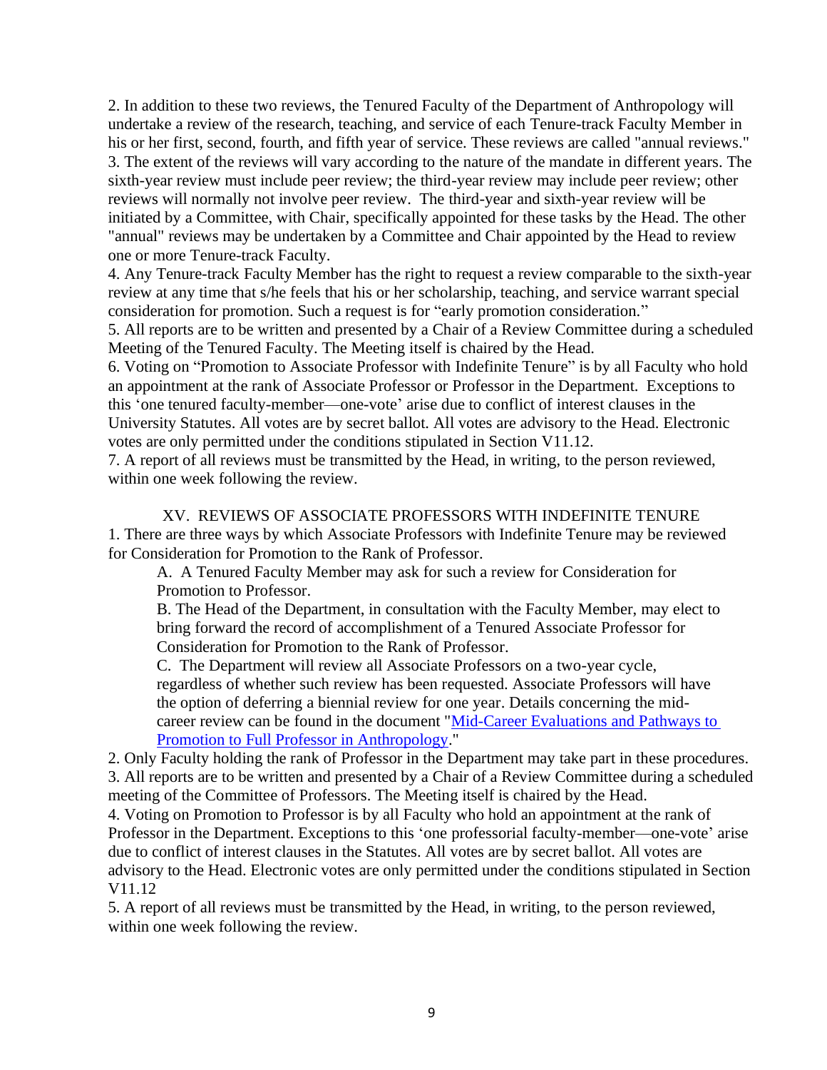2. In addition to these two reviews, the Tenured Faculty of the Department of Anthropology will undertake a review of the research, teaching, and service of each Tenure-track Faculty Member in his or her first, second, fourth, and fifth year of service. These reviews are called "annual reviews."

3. The extent of the reviews will vary according to the nature of the mandate in different years. The sixth-year review must include peer review; the third-year review may include peer review; other reviews will normally not involve peer review. The third-year and sixth-year review will be initiated by a Committee, with Chair, specifically appointed for these tasks by the Head. The other "annual" reviews may be undertaken by a Committee and Chair appointed by the Head to review one or more Tenure-track Faculty.

4. Any Tenure-track Faculty Member has the right to request a review comparable to the sixth-year review at any time that s/he feels that his or her scholarship, teaching, and service warrant special consideration for promotion. Such a request is for "early promotion consideration."

5. All reports are to be written and presented by a Chair of a Review Committee during a scheduled Meeting of the Tenured Faculty. The Meeting itself is chaired by the Head.

6. Voting on "Promotion to Associate Professor with Indefinite Tenure" is by all Faculty who hold an appointment at the rank of Associate Professor or Professor in the Department. Exceptions to this 'one tenured faculty-member—one-vote' arise due to conflict of interest clauses in the University Statutes. All votes are by secret ballot. All votes are advisory to the Head. Electronic votes are only permitted under the conditions stipulated in Section V11.12.

7. A report of all reviews must be transmitted by the Head, in writing, to the person reviewed, within one week following the review.

## XV. REVIEWS OF ASSOCIATE PROFESSORS WITH INDEFINITE TENURE

1. There are three ways by which Associate Professors with Indefinite Tenure may be reviewed for Consideration for Promotion to the Rank of Professor.

   A. A Tenured Faculty Member may ask for such a review for Consideration for Promotion to Professor.

   B. The Head of the Department, in consultation with the Faculty Member, may elect to bring forward the record of accomplishment of a Tenured Associate Professor for Consideration for Promotion to the Rank of Professor.

   C. The Department will review all Associate Professors on a two-year cycle, regardless of whether such review has been requested. Associate Professors will have the option of deferring a biennial review for one year. Details concerning the mid-career review can be found in the document "Mid-Career Evaluations and Pathways to Promotion to Full Professor in Anthropology."

2. Only Faculty holding the rank of Professor in the Department may take part in these procedures.

3. All reports are to be written and presented by a Chair of a Review Committee during a scheduled meeting of the Committee of Professors. The Meeting itself is chaired by the Head.

4. Voting on Promotion to Professor is by all Faculty who hold an appointment at the rank of Professor in the Department. Exceptions to this 'one professorial faculty-member—one-vote' arise due to conflict of interest clauses in the Statutes. All votes are by secret ballot. All votes are advisory to the Head. Electronic votes are only permitted under the conditions stipulated in Section V11.12

5. A report of all reviews must be transmitted by the Head, in writing, to the person reviewed, within one week following the review.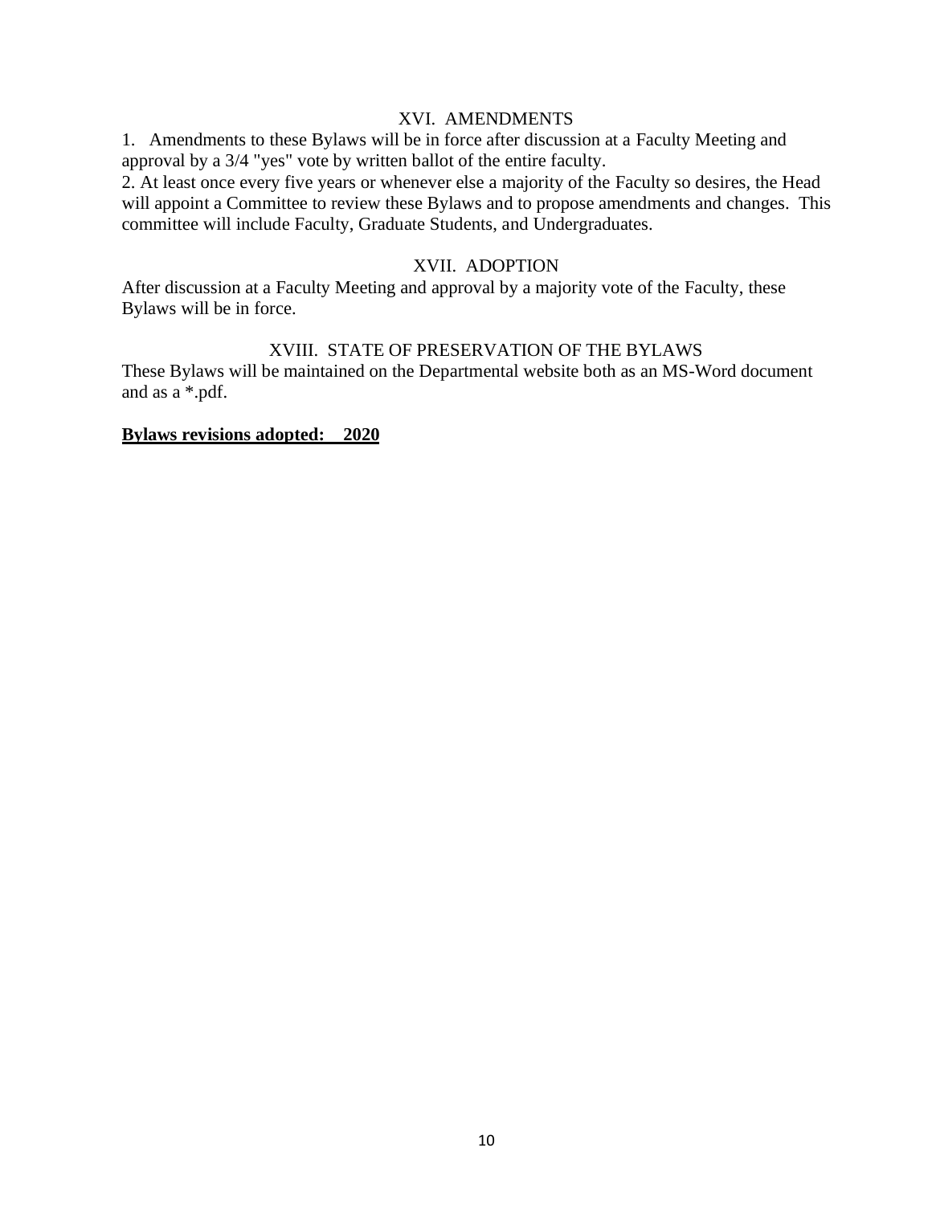## XVI. AMENDMENTS

1. Amendments to these Bylaws will be in force after discussion at a Faculty Meeting and approval by a 3/4 "yes" vote by written ballot of the entire faculty.
2. At least once every five years or whenever else a majority of the Faculty so desires, the Head will appoint a Committee to review these Bylaws and to propose amendments and changes. This committee will include Faculty, Graduate Students, and Undergraduates.

## XVII. ADOPTION

After discussion at a Faculty Meeting and approval by a majority vote of the Faculty, these Bylaws will be in force.

## XVIII. STATE OF PRESERVATION OF THE BYLAWS

These Bylaws will be maintained on the Departmental website both as an MS-Word document and as a *.pdf.

**Bylaws revisions adopted: 2020**